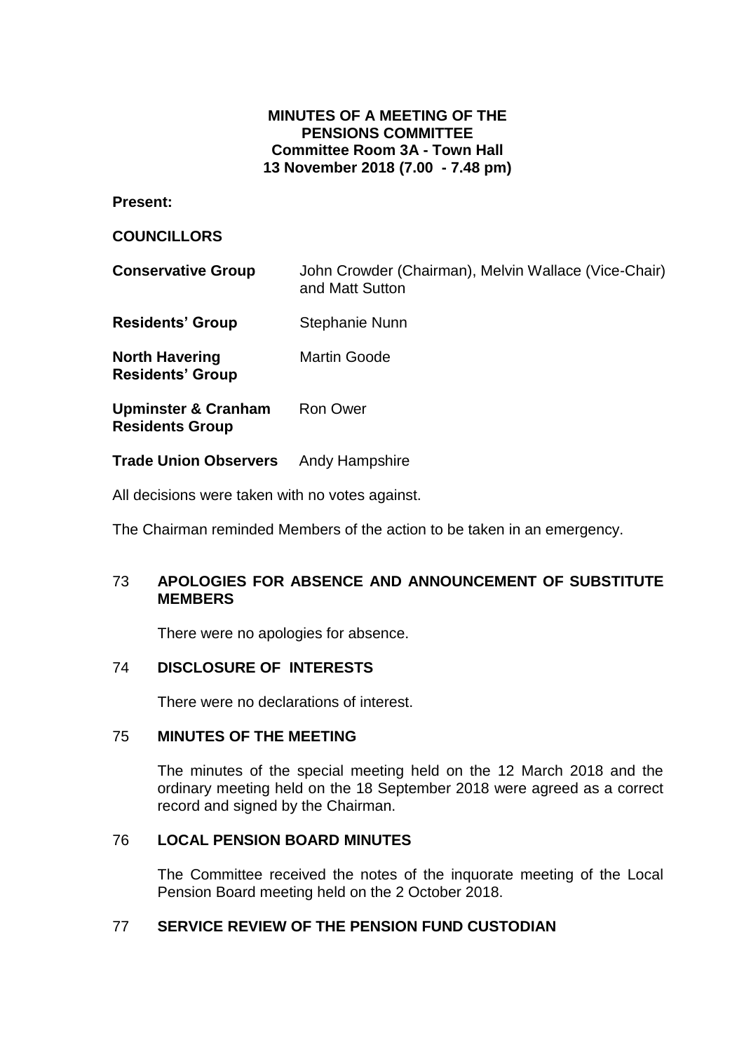**MINUTES OF A MEETING OF THE PENSIONS COMMITTEE**
**Committee Room 3A - Town Hall**
**13 November 2018 (7.00 - 7.48 pm)**

**Present:**

**COUNCILLORS**

| | |
|---|---|
| **Conservative Group** | John Crowder (Chairman), Melvin Wallace (Vice-Chair) and Matt Sutton |
| **Residents' Group** | Stephanie Nunn |
| **North Havering Residents' Group** | Martin Goode |
| **Upminster & Cranham Residents Group** | Ron Ower |
| **Trade Union Observers** | Andy Hampshire |

All decisions were taken with no votes against.

The Chairman reminded Members of the action to be taken in an emergency.

## 73 APOLOGIES FOR ABSENCE AND ANNOUNCEMENT OF SUBSTITUTE MEMBERS

There were no apologies for absence.

## 74 DISCLOSURE OF INTERESTS

There were no declarations of interest.

## 75 MINUTES OF THE MEETING

The minutes of the special meeting held on the 12 March 2018 and the ordinary meeting held on the 18 September 2018 were agreed as a correct record and signed by the Chairman.

## 76 LOCAL PENSION BOARD MINUTES

The Committee received the notes of the inquorate meeting of the Local Pension Board meeting held on the 2 October 2018.

## 77 SERVICE REVIEW OF THE PENSION FUND CUSTODIAN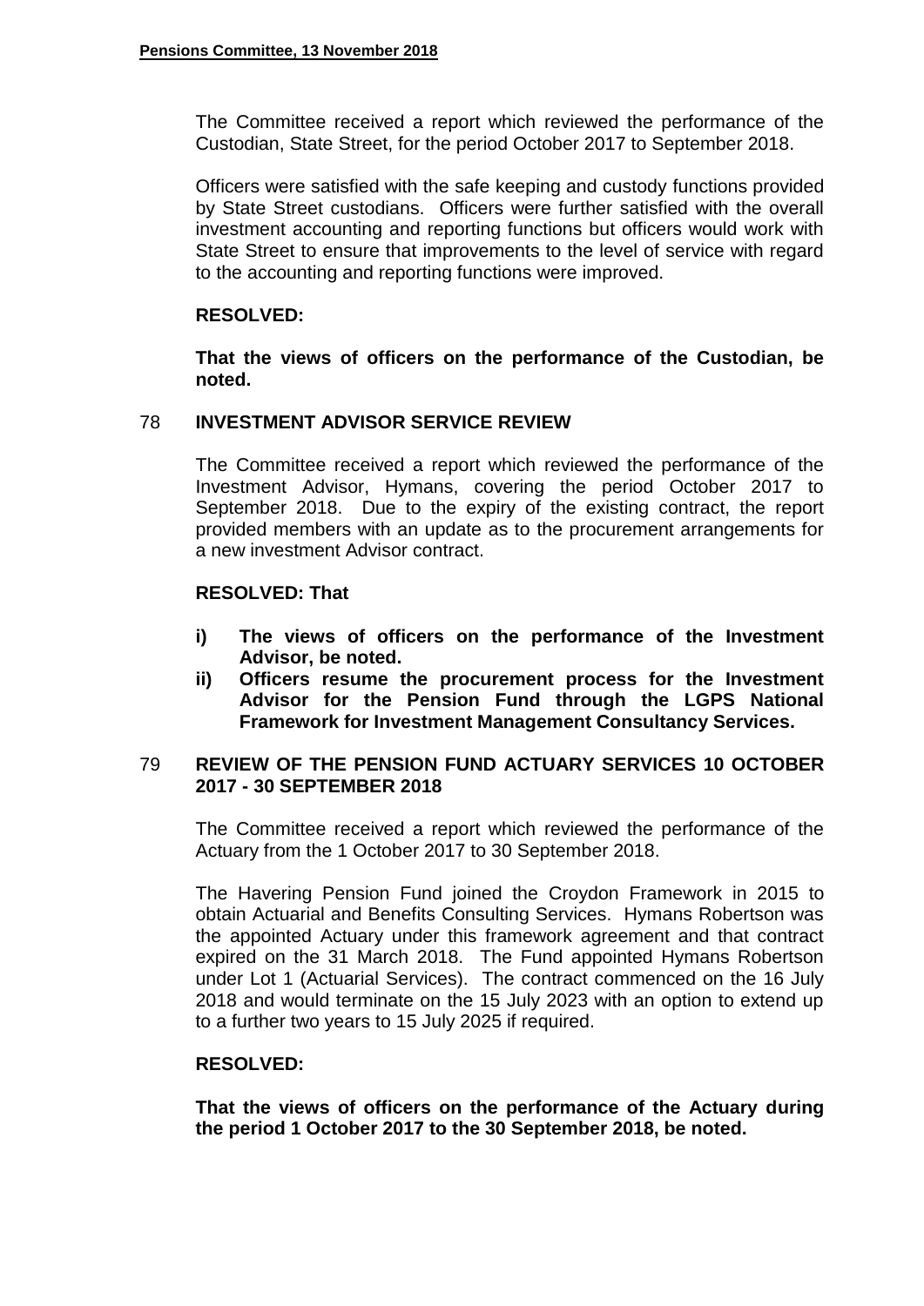The Committee received a report which reviewed the performance of the Custodian, State Street, for the period October 2017 to September 2018.

Officers were satisfied with the safe keeping and custody functions provided by State Street custodians. Officers were further satisfied with the overall investment accounting and reporting functions but officers would work with State Street to ensure that improvements to the level of service with regard to the accounting and reporting functions were improved.

**RESOLVED:**

**That the views of officers on the performance of the Custodian, be noted.**

## 78 INVESTMENT ADVISOR SERVICE REVIEW

The Committee received a report which reviewed the performance of the Investment Advisor, Hymans, covering the period October 2017 to September 2018. Due to the expiry of the existing contract, the report provided members with an update as to the procurement arrangements for a new investment Advisor contract.

**RESOLVED: That**

**i) The views of officers on the performance of the Investment Advisor, be noted.**

**ii) Officers resume the procurement process for the Investment Advisor for the Pension Fund through the LGPS National Framework for Investment Management Consultancy Services.**

## 79 REVIEW OF THE PENSION FUND ACTUARY SERVICES 10 OCTOBER 2017 - 30 SEPTEMBER 2018

The Committee received a report which reviewed the performance of the Actuary from the 1 October 2017 to 30 September 2018.

The Havering Pension Fund joined the Croydon Framework in 2015 to obtain Actuarial and Benefits Consulting Services. Hymans Robertson was the appointed Actuary under this framework agreement and that contract expired on the 31 March 2018. The Fund appointed Hymans Robertson under Lot 1 (Actuarial Services). The contract commenced on the 16 July 2018 and would terminate on the 15 July 2023 with an option to extend up to a further two years to 15 July 2025 if required.

**RESOLVED:**

**That the views of officers on the performance of the Actuary during the period 1 October 2017 to the 30 September 2018, be noted.**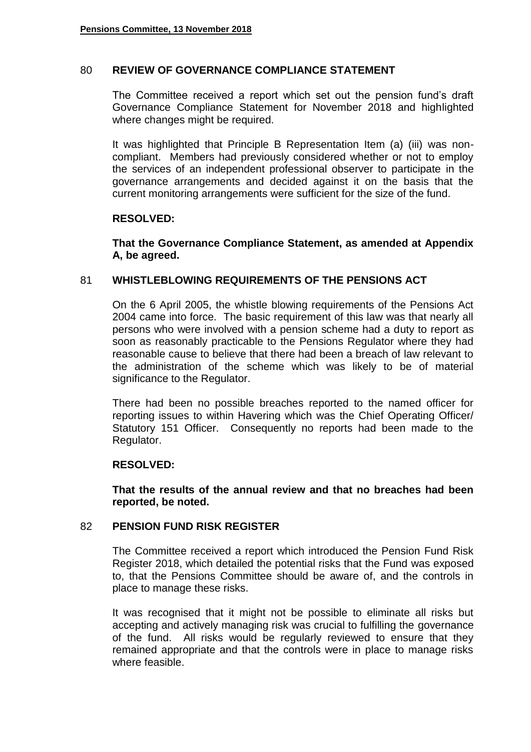## 80 REVIEW OF GOVERNANCE COMPLIANCE STATEMENT

The Committee received a report which set out the pension fund's draft Governance Compliance Statement for November 2018 and highlighted where changes might be required.

It was highlighted that Principle B Representation Item (a) (iii) was non-compliant. Members had previously considered whether or not to employ the services of an independent professional observer to participate in the governance arrangements and decided against it on the basis that the current monitoring arrangements were sufficient for the size of the fund.

**RESOLVED:**

**That the Governance Compliance Statement, as amended at Appendix A, be agreed.**

## 81 WHISTLEBLOWING REQUIREMENTS OF THE PENSIONS ACT

On the 6 April 2005, the whistle blowing requirements of the Pensions Act 2004 came into force. The basic requirement of this law was that nearly all persons who were involved with a pension scheme had a duty to report as soon as reasonably practicable to the Pensions Regulator where they had reasonable cause to believe that there had been a breach of law relevant to the administration of the scheme which was likely to be of material significance to the Regulator.

There had been no possible breaches reported to the named officer for reporting issues to within Havering which was the Chief Operating Officer/ Statutory 151 Officer. Consequently no reports had been made to the Regulator.

**RESOLVED:**

**That the results of the annual review and that no breaches had been reported, be noted.**

## 82 PENSION FUND RISK REGISTER

The Committee received a report which introduced the Pension Fund Risk Register 2018, which detailed the potential risks that the Fund was exposed to, that the Pensions Committee should be aware of, and the controls in place to manage these risks.

It was recognised that it might not be possible to eliminate all risks but accepting and actively managing risk was crucial to fulfilling the governance of the fund. All risks would be regularly reviewed to ensure that they remained appropriate and that the controls were in place to manage risks where feasible.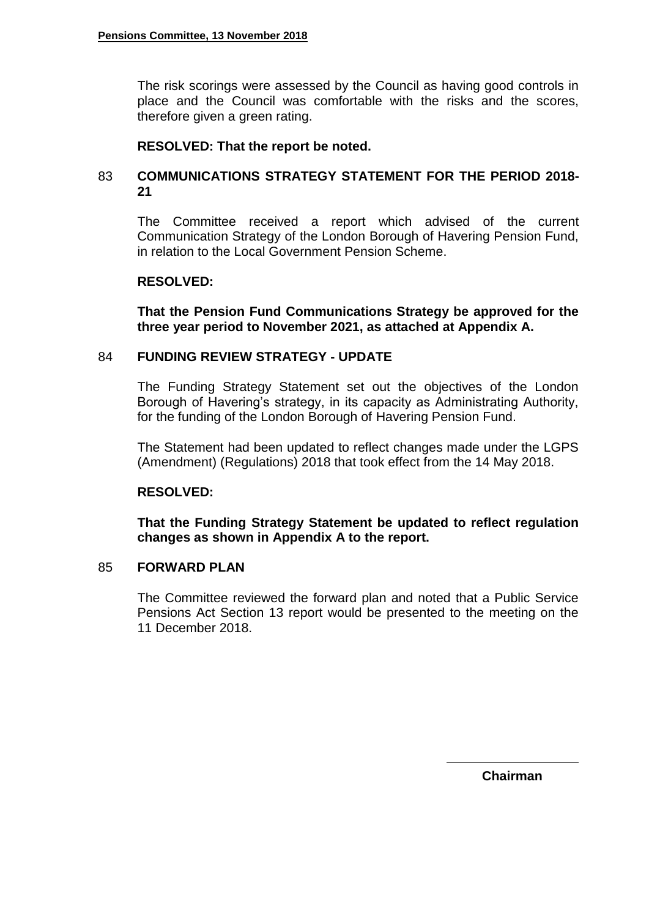The risk scorings were assessed by the Council as having good controls in place and the Council was comfortable with the risks and the scores, therefore given a green rating.

**RESOLVED: That the report be noted.**

## 83 COMMUNICATIONS STRATEGY STATEMENT FOR THE PERIOD 2018-21

The Committee received a report which advised of the current Communication Strategy of the London Borough of Havering Pension Fund, in relation to the Local Government Pension Scheme.

**RESOLVED:**

**That the Pension Fund Communications Strategy be approved for the three year period to November 2021, as attached at Appendix A.**

## 84 FUNDING REVIEW STRATEGY - UPDATE

The Funding Strategy Statement set out the objectives of the London Borough of Havering's strategy, in its capacity as Administrating Authority, for the funding of the London Borough of Havering Pension Fund.

The Statement had been updated to reflect changes made under the LGPS (Amendment) (Regulations) 2018 that took effect from the 14 May 2018.

**RESOLVED:**

**That the Funding Strategy Statement be updated to reflect regulation changes as shown in Appendix A to the report.**

## 85 FORWARD PLAN

The Committee reviewed the forward plan and noted that a Public Service Pensions Act Section 13 report would be presented to the meeting on the 11 December 2018.

**Chairman**